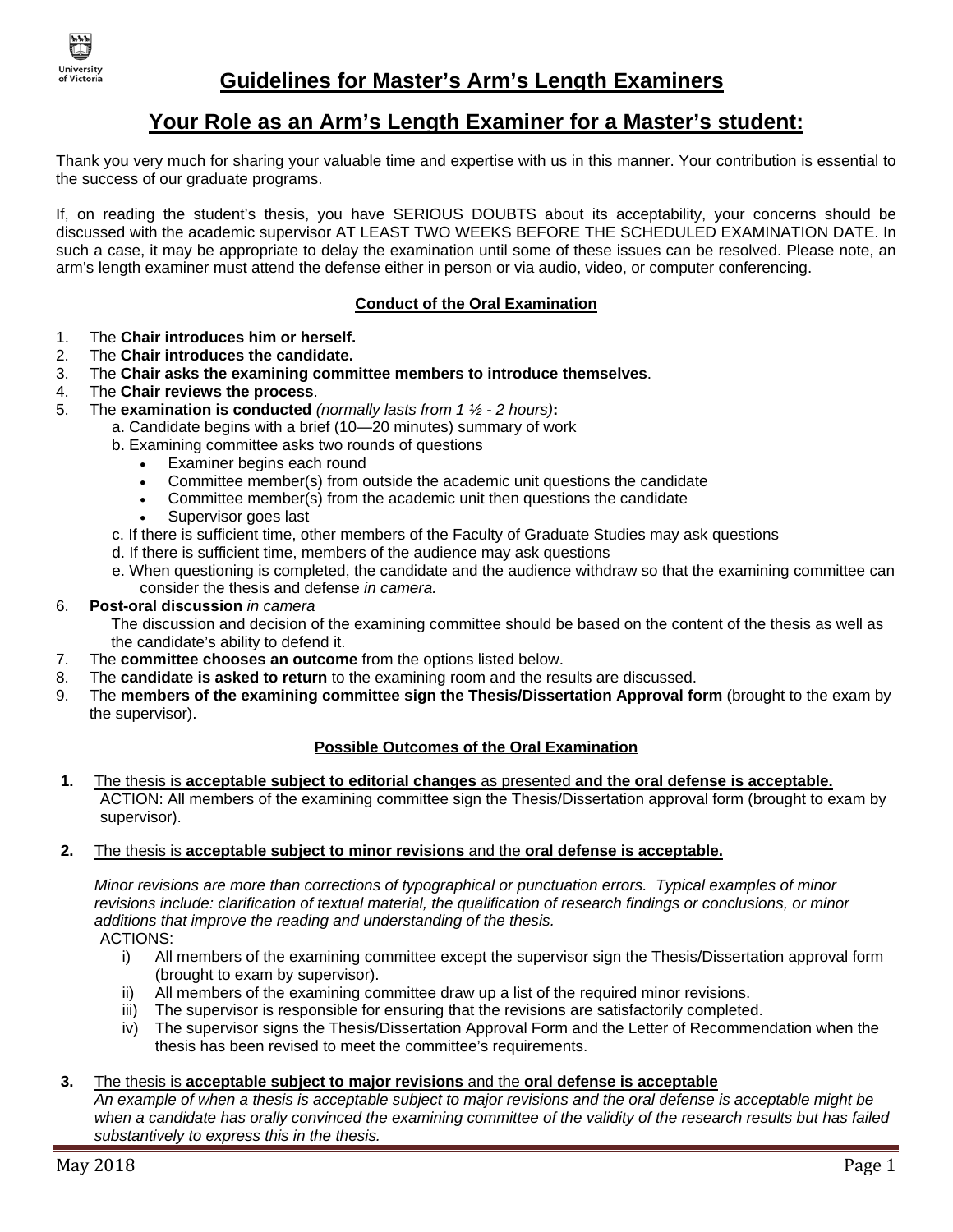# Guidelines for Master's Arm's Length Examiners

## Your Role as an Arm's Length Examiner for a Master's student:

Thank you very much for sharing your valuable time and expertise with us in this manner. Your contribution is essential to the success of our graduate programs.

If, on reading the student's thesis, you have SERIOUS DOUBTS about its acceptability, your concerns should be discussed with the academic supervisor AT LEAST TWO WEEKS BEFORE THE SCHEDULED EXAMINATION DATE. In such a case, it may be appropriate to delay the examination until some of these issues can be resolved. Please note, an arm's length examiner must attend the defense either in person or via audio, video, or computer conferencing.

### Conduct of the Oral Examination

1. The **Chair introduces him or herself.**
2. The **Chair introduces the candidate.**
3. The **Chair asks the examining committee members to introduce themselves**.
4. The **Chair reviews the process**.
5. The **examination is conducted** *(normally lasts from 1 ½ - 2 hours)***:**
   - a. Candidate begins with a brief (10—20 minutes) summary of work
   - b. Examining committee asks two rounds of questions
     - Examiner begins each round
     - Committee member(s) from outside the academic unit questions the candidate
     - Committee member(s) from the academic unit then questions the candidate
     - Supervisor goes last
   - c. If there is sufficient time, other members of the Faculty of Graduate Studies may ask questions
   - d. If there is sufficient time, members of the audience may ask questions
   - e. When questioning is completed, the candidate and the audience withdraw so that the examining committee can consider the thesis and defense *in camera.*
6. **Post-oral discussion** *in camera*
   The discussion and decision of the examining committee should be based on the content of the thesis as well as the candidate's ability to defend it.
7. The **committee chooses an outcome** from the options listed below.
8. The **candidate is asked to return** to the examining room and the results are discussed.
9. The **members of the examining committee sign the Thesis/Dissertation Approval form** (brought to the exam by the supervisor).

### Possible Outcomes of the Oral Examination

**1.** The thesis is **acceptable subject to editorial changes** as presented **and the oral defense is acceptable.**
ACTION: All members of the examining committee sign the Thesis/Dissertation approval form (brought to exam by supervisor).

**2.** The thesis is **acceptable subject to minor revisions** and the **oral defense is acceptable.**

*Minor revisions are more than corrections of typographical or punctuation errors. Typical examples of minor revisions include: clarification of textual material, the qualification of research findings or conclusions, or minor additions that improve the reading and understanding of the thesis.*

ACTIONS:

i) All members of the examining committee except the supervisor sign the Thesis/Dissertation approval form (brought to exam by supervisor).
ii) All members of the examining committee draw up a list of the required minor revisions.
iii) The supervisor is responsible for ensuring that the revisions are satisfactorily completed.
iv) The supervisor signs the Thesis/Dissertation Approval Form and the Letter of Recommendation when the thesis has been revised to meet the committee's requirements.

**3.** The thesis is **acceptable subject to major revisions** and the **oral defense is acceptable**
*An example of when a thesis is acceptable subject to major revisions and the oral defense is acceptable might be when a candidate has orally convinced the examining committee of the validity of the research results but has failed substantively to express this in the thesis.*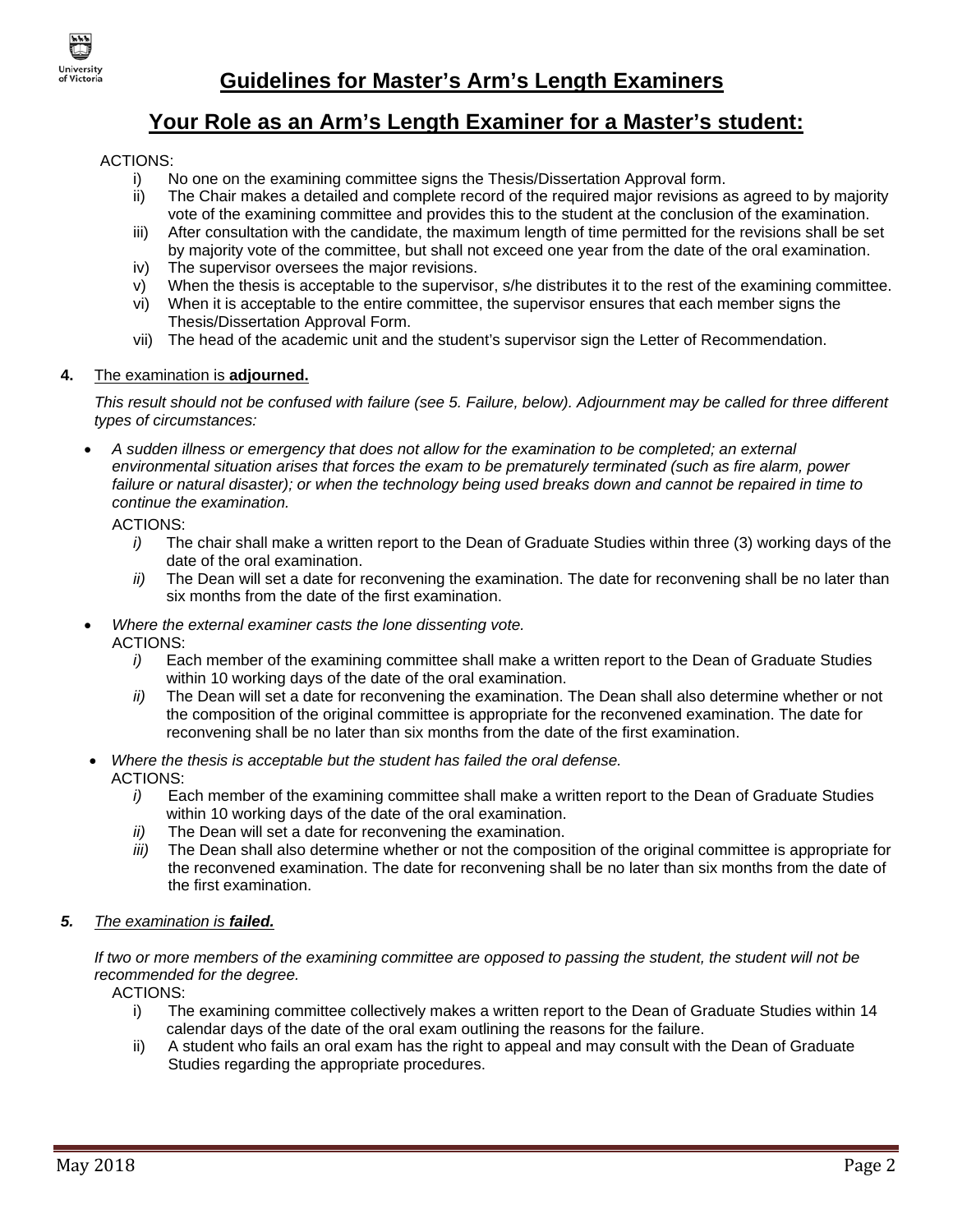# Guidelines for Master's Arm's Length Examiners

## Your Role as an Arm's Length Examiner for a Master's student:

ACTIONS:

i) No one on the examining committee signs the Thesis/Dissertation Approval form.
ii) The Chair makes a detailed and complete record of the required major revisions as agreed to by majority vote of the examining committee and provides this to the student at the conclusion of the examination.
iii) After consultation with the candidate, the maximum length of time permitted for the revisions shall be set by majority vote of the committee, but shall not exceed one year from the date of the oral examination.
iv) The supervisor oversees the major revisions.
v) When the thesis is acceptable to the supervisor, s/he distributes it to the rest of the examining committee.
vi) When it is acceptable to the entire committee, the supervisor ensures that each member signs the Thesis/Dissertation Approval Form.
vii) The head of the academic unit and the student's supervisor sign the Letter of Recommendation.

**4.** The examination is **adjourned.**

*This result should not be confused with failure (see 5. Failure, below). Adjournment may be called for three different types of circumstances:*

- *A sudden illness or emergency that does not allow for the examination to be completed; an external environmental situation arises that forces the exam to be prematurely terminated (such as fire alarm, power failure or natural disaster); or when the technology being used breaks down and cannot be repaired in time to continue the examination.*

  ACTIONS:
  *i)* The chair shall make a written report to the Dean of Graduate Studies within three (3) working days of the date of the oral examination.
  *ii)* The Dean will set a date for reconvening the examination. The date for reconvening shall be no later than six months from the date of the first examination.

- *Where the external examiner casts the lone dissenting vote.*

  ACTIONS:
  *i)* Each member of the examining committee shall make a written report to the Dean of Graduate Studies within 10 working days of the date of the oral examination.
  *ii)* The Dean will set a date for reconvening the examination. The Dean shall also determine whether or not the composition of the original committee is appropriate for the reconvened examination. The date for reconvening shall be no later than six months from the date of the first examination.

- *Where the thesis is acceptable but the student has failed the oral defense.*

  ACTIONS:
  *i)* Each member of the examining committee shall make a written report to the Dean of Graduate Studies within 10 working days of the date of the oral examination.
  *ii)* The Dean will set a date for reconvening the examination.
  *iii)* The Dean shall also determine whether or not the composition of the original committee is appropriate for the reconvened examination. The date for reconvening shall be no later than six months from the date of the first examination.

***5.*** *The examination is* ***failed.***

*If two or more members of the examining committee are opposed to passing the student, the student will not be recommended for the degree.*

ACTIONS:

i) The examining committee collectively makes a written report to the Dean of Graduate Studies within 14 calendar days of the date of the oral exam outlining the reasons for the failure.
ii) A student who fails an oral exam has the right to appeal and may consult with the Dean of Graduate Studies regarding the appropriate procedures.